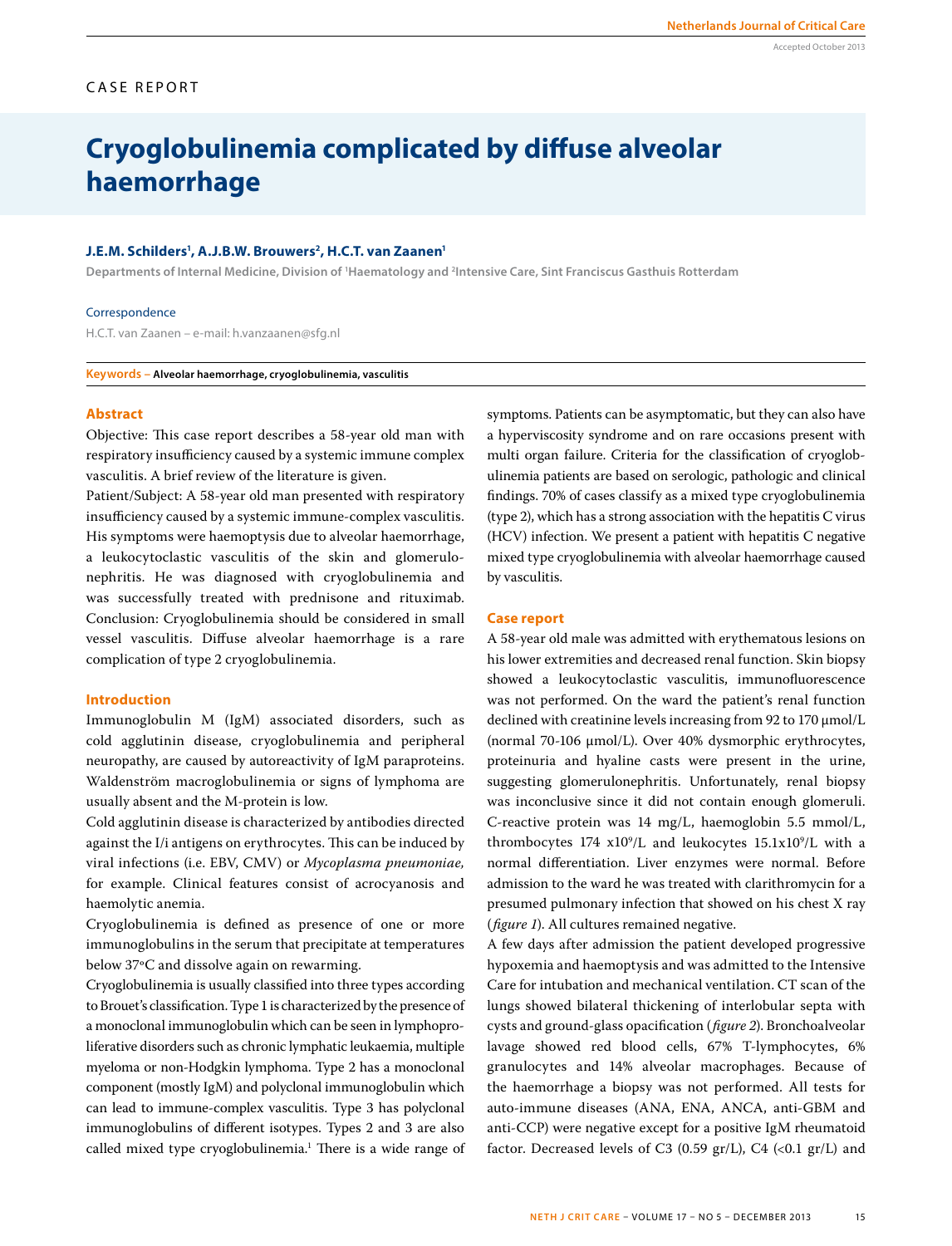CASE REPORT

# Cryoglobulinemia complicated by diffuse alveolar haemorrhage

**J.E.M. Schilders[1], A.J.B.W. Brouwers[2], H.C.T. van Zaanen[1]**

Departments of Internal Medicine, Division of [1]Haematology and [2]Intensive Care, Sint Franciscus Gasthuis Rotterdam

Correspondence

H.C.T. van Zaanen – e-mail: h.vanzaanen@sfg.nl

**Keywords – Alveolar haemorrhage, cryoglobulinemia, vasculitis**

## Abstract

Objective: This case report describes a 58-year old man with respiratory insufficiency caused by a systemic immune complex vasculitis. A brief review of the literature is given.

Patient/Subject: A 58-year old man presented with respiratory insufficiency caused by a systemic immune-complex vasculitis. His symptoms were haemoptysis due to alveolar haemorrhage, a leukocytoclastic vasculitis of the skin and glomerulonephritis. He was diagnosed with cryoglobulinemia and was successfully treated with prednisone and rituximab.

Conclusion: Cryoglobulinemia should be considered in small vessel vasculitis. Diffuse alveolar haemorrhage is a rare complication of type 2 cryoglobulinemia.

## Introduction

Immunoglobulin M (IgM) associated disorders, such as cold agglutinin disease, cryoglobulinemia and peripheral neuropathy, are caused by autoreactivity of IgM paraproteins. Waldenström macroglobulinemia or signs of lymphoma are usually absent and the M-protein is low.

Cold agglutinin disease is characterized by antibodies directed against the I/i antigens on erythrocytes. This can be induced by viral infections (i.e. EBV, CMV) or *Mycoplasma pneumoniae,* for example. Clinical features consist of acrocyanosis and haemolytic anemia.

Cryoglobulinemia is defined as presence of one or more immunoglobulins in the serum that precipitate at temperatures below 37°C and dissolve again on rewarming.

Cryoglobulinemia is usually classified into three types according to Brouet's classification. Type 1 is characterized by the presence of a monoclonal immunoglobulin which can be seen in lymphoproliferative disorders such as chronic lymphatic leukaemia, multiple myeloma or non-Hodgkin lymphoma. Type 2 has a monoclonal component (mostly IgM) and polyclonal immunoglobulin which can lead to immune-complex vasculitis. Type 3 has polyclonal immunoglobulins of different isotypes. Types 2 and 3 are also called mixed type cryoglobulinemia.[1] There is a wide range of symptoms. Patients can be asymptomatic, but they can also have a hyperviscosity syndrome and on rare occasions present with multi organ failure. Criteria for the classification of cryoglobulinemia patients are based on serologic, pathologic and clinical findings. 70% of cases classify as a mixed type cryoglobulinemia (type 2), which has a strong association with the hepatitis C virus (HCV) infection. We present a patient with hepatitis C negative mixed type cryoglobulinemia with alveolar haemorrhage caused by vasculitis.

## Case report

A 58-year old male was admitted with erythematous lesions on his lower extremities and decreased renal function. Skin biopsy showed a leukocytoclastic vasculitis, immunofluorescence was not performed. On the ward the patient's renal function declined with creatinine levels increasing from 92 to 170 μmol/L (normal 70-106 μmol/L). Over 40% dysmorphic erythrocytes, proteinuria and hyaline casts were present in the urine, suggesting glomerulonephritis. Unfortunately, renal biopsy was inconclusive since it did not contain enough glomeruli. C-reactive protein was 14 mg/L, haemoglobin 5.5 mmol/L, thrombocytes 174 $x10^9$/L and leukocytes 15.1$x10^9$/L with a normal differentiation. Liver enzymes were normal. Before admission to the ward he was treated with clarithromycin for a presumed pulmonary infection that showed on his chest X ray (*figure 1*). All cultures remained negative.

A few days after admission the patient developed progressive hypoxemia and haemoptysis and was admitted to the Intensive Care for intubation and mechanical ventilation. CT scan of the lungs showed bilateral thickening of interlobular septa with cysts and ground-glass opacification (*figure 2*). Bronchoalveolar lavage showed red blood cells, 67% T-lymphocytes, 6% granulocytes and 14% alveolar macrophages. Because of the haemorrhage a biopsy was not performed. All tests for auto-immune diseases (ANA, ENA, ANCA, anti-GBM and anti-CCP) were negative except for a positive IgM rheumatoid factor. Decreased levels of C3 (0.59 gr/L), C4 (<0.1 gr/L) and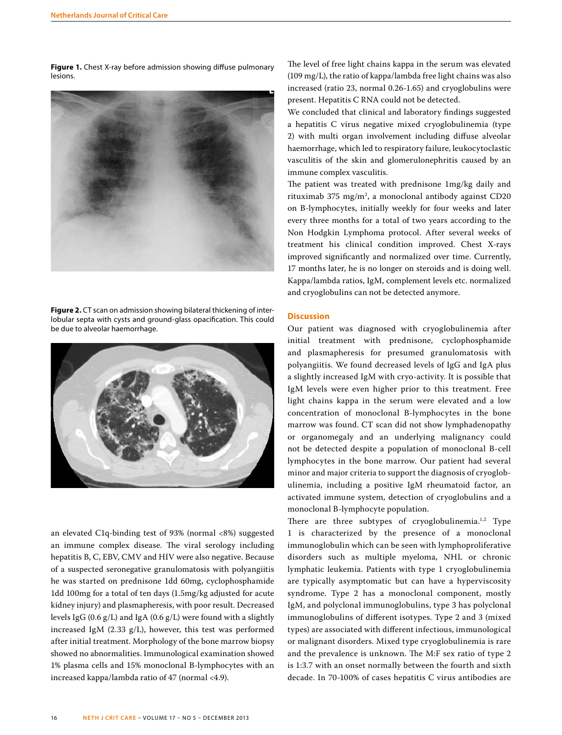**Figure 1.** Chest X-ray before admission showing diffuse pulmonary lesions.

**Figure 2.** CT scan on admission showing bilateral thickening of interlobular septa with cysts and ground-glass opacification. This could be due to alveolar haemorrhage.

an elevated C1q-binding test of 93% (normal <8%) suggested an immune complex disease. The viral serology including hepatitis B, C, EBV, CMV and HIV were also negative. Because of a suspected seronegative granulomatosis with polyangiitis he was started on prednisone 1dd 60mg, cyclophosphamide 1dd 100mg for a total of ten days (1.5mg/kg adjusted for acute kidney injury) and plasmapheresis, with poor result. Decreased levels IgG (0.6 g/L) and IgA (0.6 g/L) were found with a slightly increased IgM (2.33 g/L), however, this test was performed after initial treatment. Morphology of the bone marrow biopsy showed no abnormalities. Immunological examination showed 1% plasma cells and 15% monoclonal B-lymphocytes with an increased kappa/lambda ratio of 47 (normal <4.9).

The level of free light chains kappa in the serum was elevated (109 mg/L), the ratio of kappa/lambda free light chains was also increased (ratio 23, normal 0.26-1.65) and cryoglobulins were present. Hepatitis C RNA could not be detected.

We concluded that clinical and laboratory findings suggested a hepatitis C virus negative mixed cryoglobulinemia (type 2) with multi organ involvement including diffuse alveolar haemorrhage, which led to respiratory failure, leukocytoclastic vasculitis of the skin and glomerulonephritis caused by an immune complex vasculitis.

The patient was treated with prednisone 1mg/kg daily and rituximab 375 mg/m$^2$, a monoclonal antibody against CD20 on B-lymphocytes, initially weekly for four weeks and later every three months for a total of two years according to the Non Hodgkin Lymphoma protocol. After several weeks of treatment his clinical condition improved. Chest X-rays improved significantly and normalized over time. Currently, 17 months later, he is no longer on steroids and is doing well. Kappa/lambda ratios, IgM, complement levels etc. normalized and cryoglobulins can not be detected anymore.

## Discussion

Our patient was diagnosed with cryoglobulinemia after initial treatment with prednisone, cyclophosphamide and plasmapheresis for presumed granulomatosis with polyangiitis. We found decreased levels of IgG and IgA plus a slightly increased IgM with cryo-activity. It is possible that IgM levels were even higher prior to this treatment. Free light chains kappa in the serum were elevated and a low concentration of monoclonal B-lymphocytes in the bone marrow was found. CT scan did not show lymphadenopathy or organomegaly and an underlying malignancy could not be detected despite a population of monoclonal B-cell lymphocytes in the bone marrow. Our patient had several minor and major criteria to support the diagnosis of cryoglobulinemia, including a positive IgM rheumatoid factor, an activated immune system, detection of cryoglobulins and a monoclonal B-lymphocyte population.

There are three subtypes of cryoglobulinemia.[1,2] Type 1 is characterized by the presence of a monoclonal immunoglobulin which can be seen with lymphoproliferative disorders such as multiple myeloma, NHL or chronic lymphatic leukemia. Patients with type 1 cryoglobulinemia are typically asymptomatic but can have a hyperviscosity syndrome. Type 2 has a monoclonal component, mostly IgM, and polyclonal immunoglobulins, type 3 has polyclonal immunoglobulins of different isotypes. Type 2 and 3 (mixed types) are associated with different infectious, immunological or malignant disorders. Mixed type cryoglobulinemia is rare and the prevalence is unknown. The M:F sex ratio of type 2 is 1:3.7 with an onset normally between the fourth and sixth decade. In 70-100% of cases hepatitis C virus antibodies are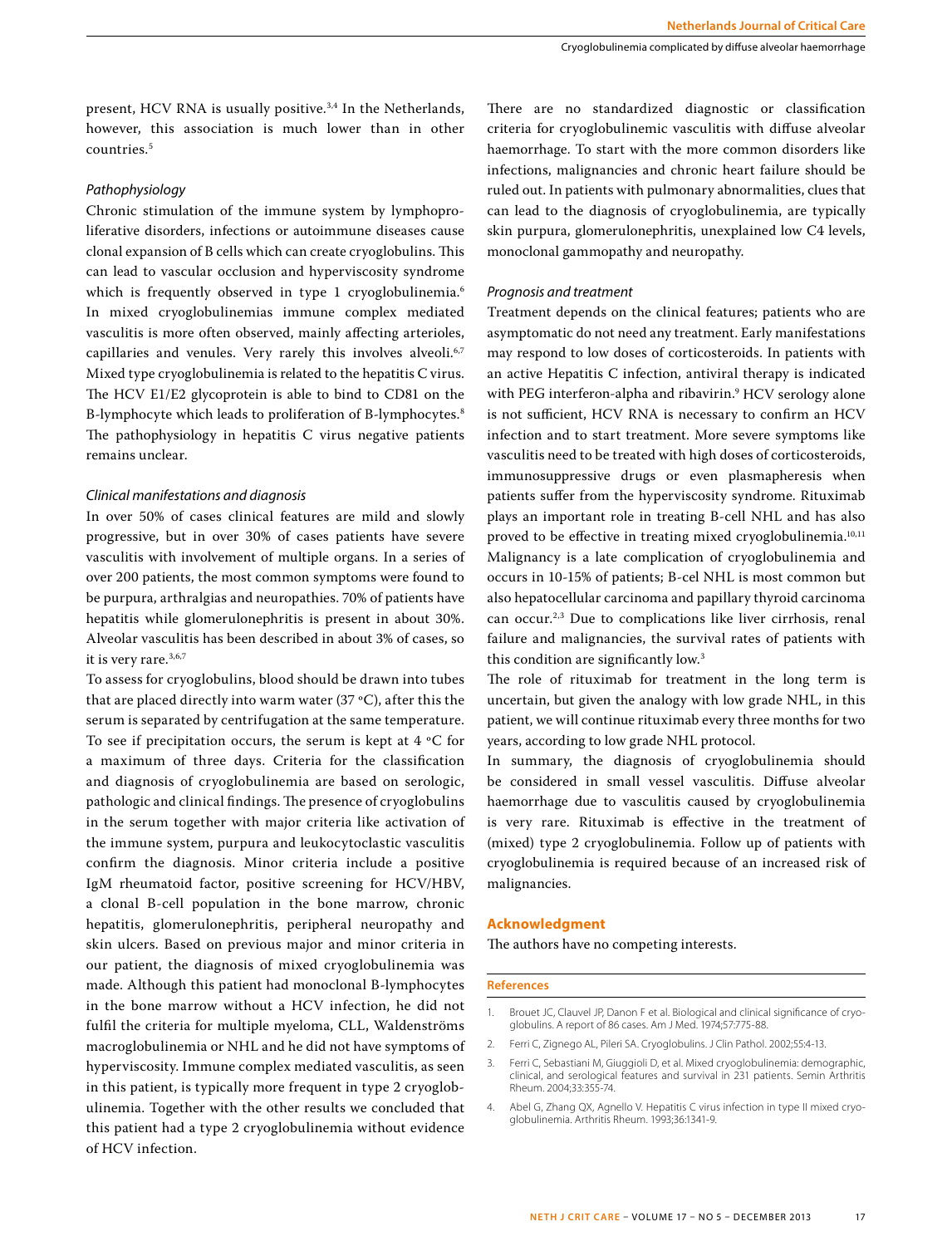present, HCV RNA is usually positive.[3,4] In the Netherlands, however, this association is much lower than in other countries.[5]

### *Pathophysiology*

Chronic stimulation of the immune system by lymphoproliferative disorders, infections or autoimmune diseases cause clonal expansion of B cells which can create cryoglobulins. This can lead to vascular occlusion and hyperviscosity syndrome which is frequently observed in type 1 cryoglobulinemia.[6] In mixed cryoglobulinemias immune complex mediated vasculitis is more often observed, mainly affecting arterioles, capillaries and venules. Very rarely this involves alveoli.[6,7] Mixed type cryoglobulinemia is related to the hepatitis C virus. The HCV E1/E2 glycoprotein is able to bind to CD81 on the B-lymphocyte which leads to proliferation of B-lymphocytes.[8] The pathophysiology in hepatitis C virus negative patients remains unclear.

### *Clinical manifestations and diagnosis*

In over 50% of cases clinical features are mild and slowly progressive, but in over 30% of cases patients have severe vasculitis with involvement of multiple organs. In a series of over 200 patients, the most common symptoms were found to be purpura, arthralgias and neuropathies. 70% of patients have hepatitis while glomerulonephritis is present in about 30%. Alveolar vasculitis has been described in about 3% of cases, so it is very rare.[3,6,7]

To assess for cryoglobulins, blood should be drawn into tubes that are placed directly into warm water (37 °C), after this the serum is separated by centrifugation at the same temperature. To see if precipitation occurs, the serum is kept at 4 °C for a maximum of three days. Criteria for the classification and diagnosis of cryoglobulinemia are based on serologic, pathologic and clinical findings. The presence of cryoglobulins in the serum together with major criteria like activation of the immune system, purpura and leukocytoclastic vasculitis confirm the diagnosis. Minor criteria include a positive IgM rheumatoid factor, positive screening for HCV/HBV, a clonal B-cell population in the bone marrow, chronic hepatitis, glomerulonephritis, peripheral neuropathy and skin ulcers. Based on previous major and minor criteria in our patient, the diagnosis of mixed cryoglobulinemia was made. Although this patient had monoclonal B-lymphocytes in the bone marrow without a HCV infection, he did not fulfil the criteria for multiple myeloma, CLL, Waldenströms macroglobulinemia or NHL and he did not have symptoms of hyperviscosity. Immune complex mediated vasculitis, as seen in this patient, is typically more frequent in type 2 cryoglobulinemia. Together with the other results we concluded that this patient had a type 2 cryoglobulinemia without evidence of HCV infection.

There are no standardized diagnostic or classification criteria for cryoglobulinemic vasculitis with diffuse alveolar haemorrhage. To start with the more common disorders like infections, malignancies and chronic heart failure should be ruled out. In patients with pulmonary abnormalities, clues that can lead to the diagnosis of cryoglobulinemia, are typically skin purpura, glomerulonephritis, unexplained low C4 levels, monoclonal gammopathy and neuropathy.

### *Prognosis and treatment*

Treatment depends on the clinical features; patients who are asymptomatic do not need any treatment. Early manifestations may respond to low doses of corticosteroids. In patients with an active Hepatitis C infection, antiviral therapy is indicated with PEG interferon-alpha and ribavirin.[9] HCV serology alone is not sufficient, HCV RNA is necessary to confirm an HCV infection and to start treatment. More severe symptoms like vasculitis need to be treated with high doses of corticosteroids, immunosuppressive drugs or even plasmapheresis when patients suffer from the hyperviscosity syndrome. Rituximab plays an important role in treating B-cell NHL and has also proved to be effective in treating mixed cryoglobulinemia.[10,11] Malignancy is a late complication of cryoglobulinemia and occurs in 10-15% of patients; B-cel NHL is most common but also hepatocellular carcinoma and papillary thyroid carcinoma can occur.[2,3] Due to complications like liver cirrhosis, renal failure and malignancies, the survival rates of patients with this condition are significantly low.[3]

The role of rituximab for treatment in the long term is uncertain, but given the analogy with low grade NHL, in this patient, we will continue rituximab every three months for two years, according to low grade NHL protocol.

In summary, the diagnosis of cryoglobulinemia should be considered in small vessel vasculitis. Diffuse alveolar haemorrhage due to vasculitis caused by cryoglobulinemia is very rare. Rituximab is effective in the treatment of (mixed) type 2 cryoglobulinemia. Follow up of patients with cryoglobulinemia is required because of an increased risk of malignancies.

## Acknowledgment

The authors have no competing interests.

## References

1. Brouet JC, Clauvel JP, Danon F et al. Biological and clinical significance of cryoglobulins. A report of 86 cases. Am J Med. 1974;57:775-88.
2. Ferri C, Zignego AL, Pileri SA. Cryoglobulins. J Clin Pathol. 2002;55:4-13.
3. Ferri C, Sebastiani M, Giuggioli D, et al. Mixed cryoglobulinemia: demographic, clinical, and serological features and survival in 231 patients. Semin Arthritis Rheum. 2004;33:355-74.
4. Abel G, Zhang QX, Agnello V. Hepatitis C virus infection in type II mixed cryoglobulinemia. Arthritis Rheum. 1993;36:1341-9.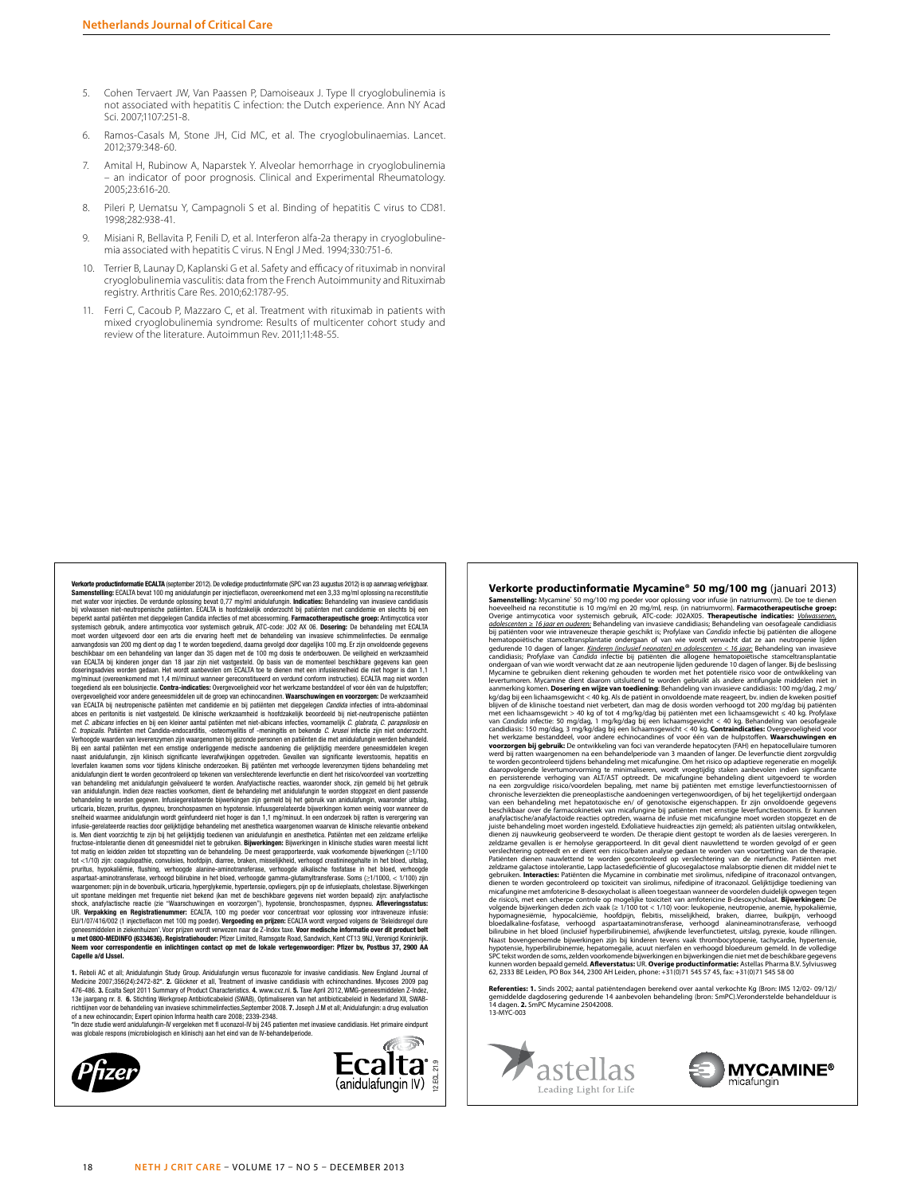5. Cohen Tervaert JW, Van Paassen P, Damoiseaux J. Type II cryoglobulinemia is not associated with hepatitis C infection: the Dutch experience. Ann NY Acad Sci. 2007;1107:251-8.
6. Ramos-Casals M, Stone JH, Cid MC, et al. The cryoglobulinaemias. Lancet. 2012;379:348-60.
7. Amital H, Rubinow A, Naparstek Y. Alveolar hemorrhage in cryoglobulinemia – an indicator of poor prognosis. Clinical and Experimental Rheumatology. 2005;23:616-20.
8. Pileri P, Uematsu Y, Campagnoli S et al. Binding of hepatitis C virus to CD81. 1998;282:938-41.
9. Misiani R, Bellavita P, Fenili D, et al. Interferon alfa-2a therapy in cryoglobulinemia associated with hepatitis C virus. N Engl J Med. 1994;330:751-6.
10. Terrier B, Launay D, Kaplanski G et al. Safety and efficacy of rituximab in nonviral cryoglobulinemia vasculitis: data from the French Autoimmunity and Rituximab registry. Arthritis Care Res. 2010;62:1787-95.
11. Ferri C, Cacoub P, Mazzaro C, et al. Treatment with rituximab in patients with mixed cryoglobulinemia syndrome: Results of multicenter cohort study and review of the literature. Autoimmun Rev. 2011;11:48-55.

**Verkorte productinformatie ECALTA** (september 2012). De volledige productinformatie (SPC van 23 augustus 2012) is op aanvraag verkrijgbaar. **Samenstelling:** ECALTA bevat 100 mg anidulafungin per injectieflacon, overeenkomend met een 3,33 mg/ml oplossing na reconstitutie met water voor injecties. De verdunde oplossing bevat 0,77 mg/ml anidulafungin. **Indicaties:** Behandeling van invasieve candidiasis bij volwassen niet-neutropenische patiënten. ECALTA is hoofdzakelijk onderzocht bij patiënten met candidemie en slechts bij een beperkt aantal patiënten met diepgelegen Candida infecties of met abcesvorming. **Farmacotherapeutische groep:** Antimycotica voor systemisch gebruik, andere antimycotica voor systemisch gebruik, ATC-code: J02 AX 06. **Dosering:** De behandeling met ECALTA moet worden uitgevoerd door een arts die ervaring heeft met de behandeling van invasieve schimmelinfecties. De eenmalige aanvangsdosis van 200 mg dient op dag 1 te worden toegediend, daarna gevolgd door dagelijks 100 mg. Er zijn onvoldoende gegevens beschikbaar om een behandeling van langer dan 35 dagen met de 100 mg dosis te onderbouwen. De veiligheid en werkzaamheid van ECALTA bij kinderen jonger dan 18 jaar zijn niet vastgesteld. Op basis van de momenteel beschikbare gegevens kan geen doseringsadvies worden gedaan. Het wordt aanbevolen om ECALTA toe te dienen met een infusiesnelheid die niet hoger is dan 1,1 mg/minuut (overeenkomend met 1,4 ml/minuut wanneer gereconstitueerd en verdund conform instructies). ECALTA mag niet worden toegediend als een bolusinjectie. **Contra-indicaties:** Overgevoeligheid voor het werkzame bestanddeel of voor één van de hulpstoffen; overgevoeligheid voor andere geneesmiddelen uit de groep van echinocandinen. **Waarschuwingen en voorzorgen:** De werkzaamheid van ECALTA bij neutropenische patiënten met candidemie en bij patiënten met diepgelegen *Candida* infecties of intra-abdominaal abces en peritonitis is niet vastgesteld. De klinische werkzaamheid is hoofdzakelijk beoordeeld bij niet-neutropenische patiënten met *C. albicans* infecties en bij een kleiner aantal patiënten met niet-albicans infecties, voornamelijk *C. glabrata, C. parapsilosis* en *C. tropicalis*. Patiënten met Candida-endocarditis, -osteomyelitis of -meningitis en bekende *C. krusei* infectie zijn niet onderzocht. Verhoogde waarden van leverenzymen zijn waargenomen bij gezonde personen en patiënten die met anidulafungin werden behandeld. Bij een aantal patiënten met een ernstige onderliggende medische aandoening die gelijktijdig meerdere geneesmiddelen kregen naast anidulafungin, zijn klinisch significante leverafwijkingen opgetreden. Gevallen van significante leverstoornis, hepatitis en leverfalen kwamen soms voor tijdens klinische onderzoeken. Bij patiënten met verhoogde leverenzymen tijdens behandeling met anidulafungin dient te worden gecontroleerd op tekenen van verslechterende leverfunctie en dient het risico/voordeel van voortzetting van behandeling met anidulafungin geëvalueerd te worden. Anafylactische reacties, waaronder shock, zijn gemeld bij het gebruik van anidulafungin. Indien deze reacties voorkomen, dient de behandeling met anidulafungin te worden stopgezet en dient passende behandeling te worden gegeven. Infusiegerelateerde bijwerkingen zijn gemeld bij het gebruik van anidulafungin, waaronder uitslag, urticaria, blozen, pruritus, dyspneu, bronchospasmen en hypotensie. Infuusgerelateerde bijwerkingen komen weinig voor wanneer de snelheid waarmee anidulafungin wordt geïnfundeerd niet hoger is dan 1,1 mg/minuut. In een onderzoek bij ratten is verergering van infusie-gerelateerde reacties door gelijktijdige behandeling met anesthetica waargenomen waarvan de klinische relevantie onbekend is. Men dient voorzichtig te zijn bij het gelijktijdig toedienen van anidulafungin en anesthetica. Patiënten met een zeldzame erfelijke fructose-intolerantie dienen dit geneesmiddel niet te gebruiken. **Bijwerkingen:** Bijwerkingen in klinische studies waren meestal licht tot matig en leidden zelden tot stopzetting van de behandeling. De meest gerapporteerde, vaak voorkomende bijwerkingen (≥1/100 tot <1/10) zijn: coagulopathie, convulsies, hoofdpijn, diarree, braken, misselijkheid, verhoogd creatininegehalte in het bloed, uitslag, pruritus, hypokaliëmie, flushing, verhoogde alanine-aminotransferase, verhoogde alkalische fosfatase in het bloed, verhoogde aspartaat-aminotransferase, verhoogd bilirubine in het bloed, verhoogde gamma-glutamyltransferase. Soms (≥1/1000, < 1/100) zijn waargenomen: pijn in de bovenbuik, urticaria, hyperglykemie, hypertensie, opvliegers, pijn op de infusieplaats, cholestase. Bijwerkingen uit spontane meldingen met frequentie niet bekend (kan met de beschikbare gegevens niet worden bepaald) zijn: anafylactische shock, anafylactische reactie (zie "Waarschuwingen en voorzorgen"), hypotensie, bronchospasmen, dyspneu. **Afleveringsstatus:** UR. **Verpakking en Registratienummer:** ECALTA, 100 mg poeder voor concentraat voor oplossing voor intraveneuze infusie: EU/1/07/416/002 (1 injectieflacon met 100 mg poeder). **Vergoeding en prijzen:** ECALTA wordt vergoed volgens de 'Beleidsregel dure geneesmiddelen in ziekenhuizen'. Voor prijzen wordt verwezen naar de Z-Index taxe. **Voor medische informatie over dit product belt u met 0800-MEDINFO (6334636). Registratiehouder:** Pfizer Limited, Ramsgate Road, Sandwich, Kent CT13 9NJ, Verenigd Koninkrijk. **Neem voor correspondentie en inlichtingen contact op met de lokale vertegenwoordiger: Pfizer bv, Postbus 37, 2900 AA Capelle a/d IJssel.**

**1.** Reboli AC et all; Anidulafungin Study Group. Anidulafungin versus fluconazole for invasive candidiasis. New England Journal of Medicine 2007;356(24):2472-82*. **2.** Glöckner et all, Treatment of invasive candidiasis with echinocandines. Mycoses 2009 pag 476-486. **3.** Ecalta Sept 2011 Summary of Product Characteristics. **4.** www.cvz.nl. **5.** Taxe April 2012, WMG-geneesmiddelen Z-Index, 13e jaargang nr. 8. **6.** Stichting Werkgroep Antibioticabeleid (SWAB), Optimaliseren van het antibioticabeleid in Nederland XII, SWAB-richtlijnen voor de behandeling van invasieve schimmelinfecties,September 2008. **7.** Joseph J.M et all; Anidulafungin: a drug evaluation of a new echinocandin; Expert opinion Informa health care 2008; 2339-2348.
*In deze studie werd anidulafungin-IV vergeleken met fl uconazol-IV bij 245 patienten met invasieve candidiasis. Het primaire eindpunt was globale respons (microbiologisch en klinisch) aan het eind van de IV-behandelperiode.

Pfizer

Ecalta (anidulafungin IV)

12 ECL 21.9

## Verkorte productinformatie Mycamine® 50 mg/100 mg (januari 2013)

**Samenstelling:** Mycamine® 50 mg/100 mg poeder voor oplossing voor infusie (in natriumvorm). De toe te dienen hoeveelheid na reconstitutie is 10 mg/ml en 20 mg/ml, resp. (in natriumvorm). **Farmacotherapeutische groep:** Overige antimycotica voor systemisch gebruik, ATC-code: J02AX05. **Therapeutische indicaties:** *Volwassenen, adolescenten ≥ 16 jaar en ouderen:* Behandeling van invasieve candidiasis; Behandeling van oesofageale candidiasis bij patiënten voor wie intraveneuze therapie geschikt is; Profylaxe van *Candida* infectie bij patiënten die allogene hematopoiëtische stamceltransplantatie ondergaan of van wie wordt verwacht dat ze aan neutropenie lijden gedurende 10 dagen of langer. *Kinderen (inclusief neonaten) en adolescenten < 16 jaar:* Behandeling van invasieve candidiasis; Profylaxe van *Candida* infectie bij patiënten die allogene hematopoiëtische stamceltransplantatie ondergaan of van wie wordt verwacht dat ze aan neutropenie lijden gedurende 10 dagen of langer. Bij de beslissing Mycamine te gebruiken dient rekening gehouden te worden met het potentiële risico voor de ontwikkeling van levertumoren. Mycamine dient daarom uitsluitend te worden gebruikt als andere antifungale middelen niet in aanmerking komen. **Dosering en wijze van toediening:** Behandeling van invasieve candidiasis: 100 mg/dag, 2 mg/kg/dag bij een lichaamsgewicht < 40 kg. Als de patiënt in onvoldoende mate reageert, bv. indien de kweken positief blijven of de klinische toestand niet verbetert, dan mag de dosis worden verhoogd tot 200 mg/dag bij patiënten met een lichaamsgewicht > 40 kg of tot 4 mg/kg/dag bij patiënten met een lichaamsgewicht ≤ 40 kg. Profylaxe van *Candida* infectie: 50 mg/dag, 1 mg/kg/dag bij een lichaamsgewicht < 40 kg. Behandeling van oesofageale candidiasis: 150 mg/dag, 3 mg/kg/dag bij een lichaamsgewicht < 40 kg. **Contraindicaties:** Overgevoeligheid voor het werkzame bestanddeel, voor andere echinocandines of voor één van de hulpstoffen. **Waarschuwingen en voorzorgen bij gebruik:** De ontwikkeling van foci van veranderde hepatocyten (FAH) en hepatocellulaire tumoren werd bij ratten waargenomen na een behandelperiode van 3 maanden of langer. De leverfunctie dient zorgvuldig te worden gecontroleerd tijdens behandeling met micafungine. Om het risico op adaptieve regeneratie en mogelijk daaropvolgende levertumorvorming te minimaliseren, wordt vroegtijdig staken aanbevolen indien significante en persisterende verhoging van ALT/AST optreedt. De micafungine behandeling dient uitgevoerd te worden na een zorgvuldige risico/voordelen bepaling, met name bij patiënten met ernstige leverfunctiestoornissen of chronische leverziekten die preneoplastische aandoeningen vertegenwoordigen, of bij het tegelijkertijd ondergaan van een behandeling met hepatotoxische en/ of genotoxische eigenschappen. Er zijn onvoldoende gegevens beschikbaar over de farmacokinetiek van micafungine bij patiënten met ernstige leverfunctiestoornis. Er kunnen anafylactische/anafylactoïde reacties optreden, waarna de infusie met micafungine moet worden stopgezet en de juiste behandeling moet worden ingesteld. Exfoliatieve huidreacties zijn gemeld; als patiënten uitslag ontwikkelen, dienen zij nauwkeurig geobserveerd te worden. De therapie dient gestopt te worden als de laesies verergeren. In zeldzame gevallen is er hemolyse gerapporteerd. In dit geval dient nauwlettend te worden gevolgd of er geen verslechtering optreedt en er dient een risico/baten analyse gedaan te worden van voortzetting van de therapie. Patiënten dienen nauwlettend te worden gecontroleerd op verslechtering van de nierfunctie. Patiënten met zeldzame galactose intolerantie, Lapp lactasedeficiëntie of glucosegalactose malabsorptie dienen dit middel niet te gebruiken. **Interacties:** Patiënten die Mycamine in combinatie met sirolimus, nifedipine of itraconazol ontvangen, dienen te worden gecontroleerd op toxiciteit van sirolimus, nifedipine of itraconazol. Gelijktijdige toediening van micafungine met amfotericine B-desoxycholaat is alleen toegestaan wanneer de voordelen duidelijk opwegen tegen de risico's, met een scherpe controle op mogelijke toxiciteit van amfotericine B-desoxycholaat. **Bijwerkingen:** De volgende bijwerkingen deden zich vaak (≥ 1/100 tot < 1/10) voor: leukopenie, neutropenie, anemie, hypokaliëmie, hypomagnesiëmie, hypocalciëmie, hoofdpijn, flebitis, misselijkheid, braken, diarree, buikpijn, verhoogd bloedalkaline-fosfatase, verhoogd aspartaataminotransferase, verhoogd alanineaminotransferase, verhoogd bilirubine in het bloed (inclusief hyperbilirubinemie), afwijkende leverfunctietest, uitslag, pyrexie, koude rillingen. Naast bovengenoemde bijwerkingen zijn bij kinderen tevens vaak thrombocytopenie, tachycardie, hypertensie, hypotensie, hyperbilirubinemie, hepatomegalie, acuut nierfalen en verhoogd bloedureum gemeld. In de volledige SPC tekst worden de soms, zelden voorkomende bijwerkingen en bijwerkingen die niet met de beschikbare gegevens kunnen worden bepaald gemeld. **Afleverstatus:** UR. **Overige productinformatie:** Astellas Pharma B.V. Sylviusweg 62, 2333 BE Leiden, PO Box 344, 2300 AH Leiden, phone: +31(0)71 545 57 45, fax: +31(0)71 545 58 00

**Referenties: 1.** Sinds 2002; aantal patiëntendagen berekend over aantal verkochte Kg (bron: IMS 12/02- 09/12)/ gemiddelde dagdosering gedurende 14 aanbevolen behandeling (bron: SmPC).Veronderstelde behandelduur is 14 dagen. **2.** SmPC Mycamine 25042008.
13-MYC-003

astellas
Leading Light for Life

MYCAMINE® micafungin